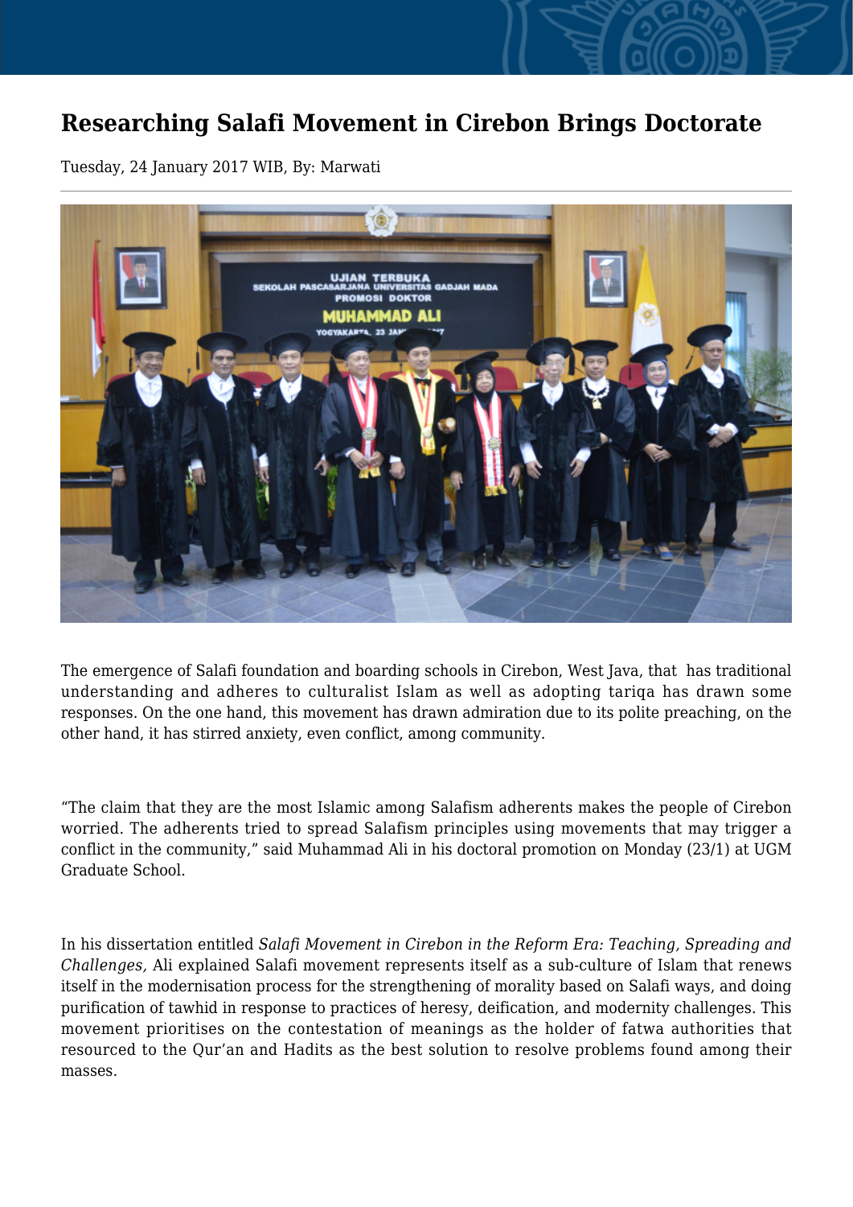# Researching Salafi Movement in Cirebon Brings Doctorate

Tuesday, 24 January 2017 WIB, By: Marwati

The emergence of Salafi foundation and boarding schools in Cirebon, West Java, that has traditional understanding and adheres to culturalist Islam as well as adopting tariqa has drawn some responses. On the one hand, this movement has drawn admiration due to its polite preaching, on the other hand, it has stirred anxiety, even conflict, among community.

"The claim that they are the most Islamic among Salafism adherents makes the people of Cirebon worried. The adherents tried to spread Salafism principles using movements that may trigger a conflict in the community," said Muhammad Ali in his doctoral promotion on Monday (23/1) at UGM Graduate School.

In his dissertation entitled *Salafi Movement in Cirebon in the Reform Era: Teaching, Spreading and Challenges,* Ali explained Salafi movement represents itself as a sub-culture of Islam that renews itself in the modernisation process for the strengthening of morality based on Salafi ways, and doing purification of tawhid in response to practices of heresy, deification, and modernity challenges. This movement prioritises on the contestation of meanings as the holder of fatwa authorities that resourced to the Qur'an and Hadits as the best solution to resolve problems found among their masses.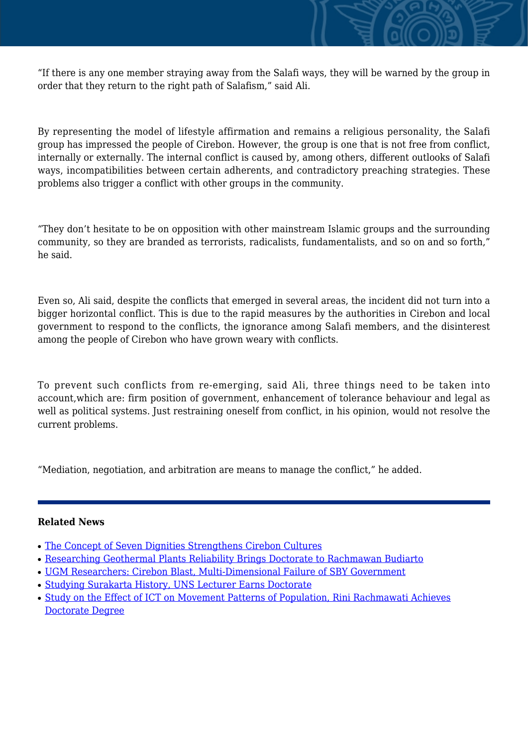"If there is any one member straying away from the Salafi ways, they will be warned by the group in order that they return to the right path of Salafism," said Ali.

By representing the model of lifestyle affirmation and remains a religious personality, the Salafi group has impressed the people of Cirebon. However, the group is one that is not free from conflict, internally or externally. The internal conflict is caused by, among others, different outlooks of Salafi ways, incompatibilities between certain adherents, and contradictory preaching strategies. These problems also trigger a conflict with other groups in the community.

"They don't hesitate to be on opposition with other mainstream Islamic groups and the surrounding community, so they are branded as terrorists, radicalists, fundamentalists, and so on and so forth," he said.

Even so, Ali said, despite the conflicts that emerged in several areas, the incident did not turn into a bigger horizontal conflict. This is due to the rapid measures by the authorities in Cirebon and local government to respond to the conflicts, the ignorance among Salafi members, and the disinterest among the people of Cirebon who have grown weary with conflicts.

To prevent such conflicts from re-emerging, said Ali, three things need to be taken into account,which are: firm position of government, enhancement of tolerance behaviour and legal as well as political systems. Just restraining oneself from conflict, in his opinion, would not resolve the current problems.

"Mediation, negotiation, and arbitration are means to manage the conflict," he added.

---

**Related News**

- The Concept of Seven Dignities Strengthens Cirebon Cultures
- Researching Geothermal Plants Reliability Brings Doctorate to Rachmawan Budiarto
- UGM Researchers: Cirebon Blast, Multi-Dimensional Failure of SBY Government
- Studying Surakarta History, UNS Lecturer Earns Doctorate
- Study on the Effect of ICT on Movement Patterns of Population, Rini Rachmawati Achieves Doctorate Degree